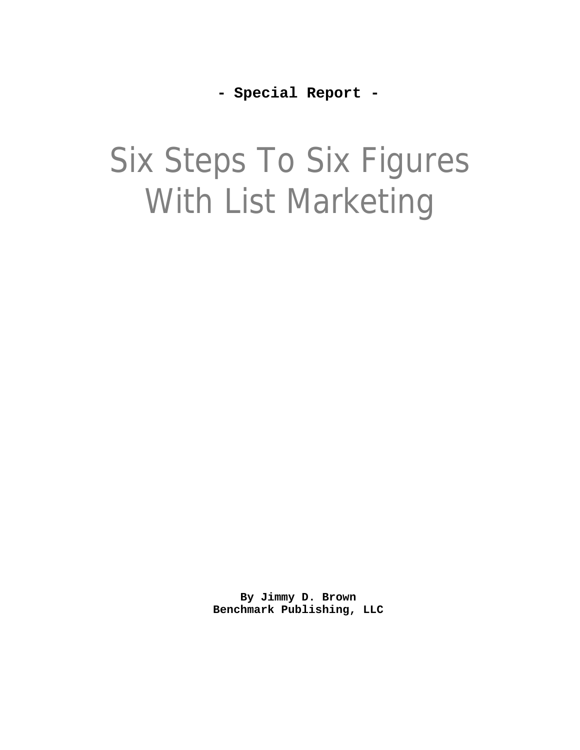**- Special Report -**

# Six Steps To Six Figures With List Marketing

**By Jimmy D. Brown**
**Benchmark Publishing, LLC**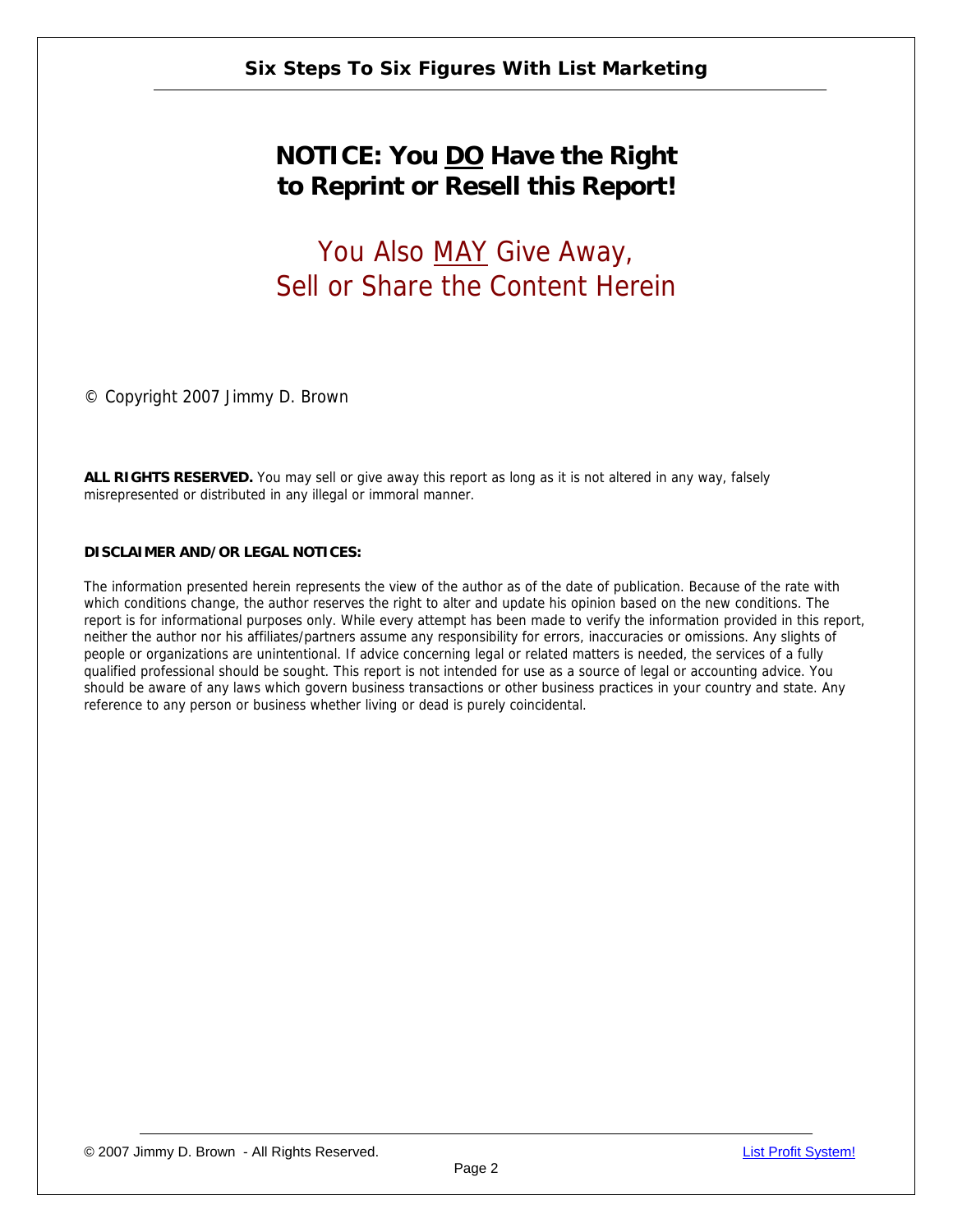# NOTICE: You <u>DO</u> Have the Right to Reprint or Resell this Report!

## You Also <u>MAY</u> Give Away, Sell or Share the Content Herein

© Copyright 2007 Jimmy D. Brown

**ALL RIGHTS RESERVED.** You may sell or give away this report as long as it is not altered in any way, falsely misrepresented or distributed in any illegal or immoral manner.

**DISCLAIMER AND/OR LEGAL NOTICES:**

The information presented herein represents the view of the author as of the date of publication. Because of the rate with which conditions change, the author reserves the right to alter and update his opinion based on the new conditions. The report is for informational purposes only. While every attempt has been made to verify the information provided in this report, neither the author nor his affiliates/partners assume any responsibility for errors, inaccuracies or omissions. Any slights of people or organizations are unintentional. If advice concerning legal or related matters is needed, the services of a fully qualified professional should be sought. This report is not intended for use as a source of legal or accounting advice. You should be aware of any laws which govern business transactions or other business practices in your country and state. Any reference to any person or business whether living or dead is purely coincidental.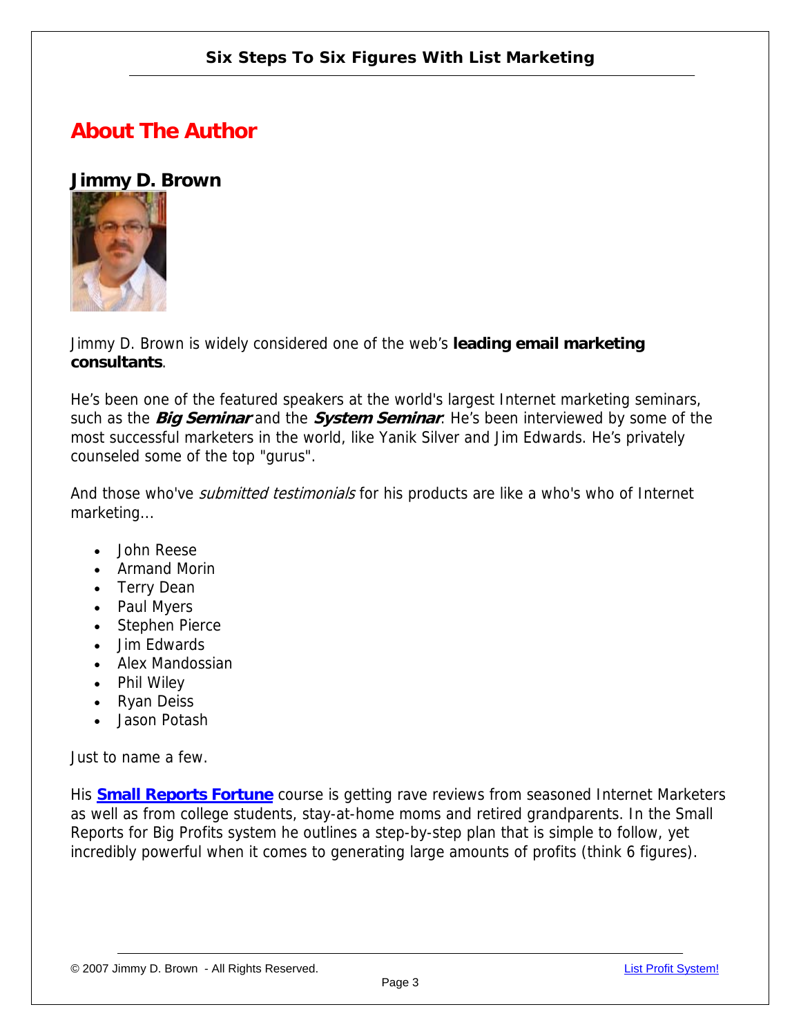## About The Author

### Jimmy D. Brown

Jimmy D. Brown is widely considered one of the web's **leading email marketing consultants**.

He's been one of the featured speakers at the world's largest Internet marketing seminars, such as the ***Big Seminar*** and the ***System Seminar***. He's been interviewed by some of the most successful marketers in the world, like Yanik Silver and Jim Edwards. He's privately counseled some of the top "gurus".

And those who've *submitted testimonials* for his products are like a who's who of Internet marketing...

- John Reese
- Armand Morin
- Terry Dean
- Paul Myers
- Stephen Pierce
- Jim Edwards
- Alex Mandossian
- Phil Wiley
- Ryan Deiss
- Jason Potash

Just to name a few.

His **Small Reports Fortune** course is getting rave reviews from seasoned Internet Marketers as well as from college students, stay-at-home moms and retired grandparents. In the Small Reports for Big Profits system he outlines a step-by-step plan that is simple to follow, yet incredibly powerful when it comes to generating large amounts of profits (think 6 figures).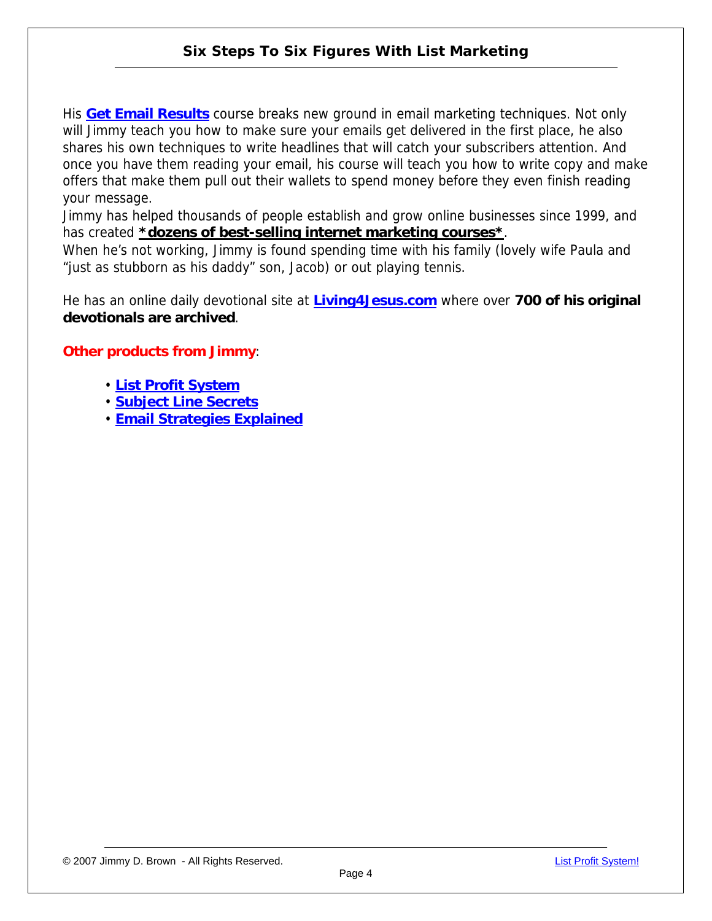His **Get Email Results** course breaks new ground in email marketing techniques. Not only will Jimmy teach you how to make sure your emails get delivered in the first place, he also shares his own techniques to write headlines that will catch your subscribers attention. And once you have them reading your email, his course will teach you how to write copy and make offers that make them pull out their wallets to spend money before they even finish reading your message.

Jimmy has helped thousands of people establish and grow online businesses since 1999, and has created ***dozens of best-selling internet marketing courses***.

When he's not working, Jimmy is found spending time with his family (lovely wife Paula and "just as stubborn as his daddy" son, Jacob) or out playing tennis.

He has an online daily devotional site at **Living4Jesus.com** where over **700 of his original devotionals are archived**.

**Other products from Jimmy**:

- **List Profit System**
- **Subject Line Secrets**
- **Email Strategies Explained**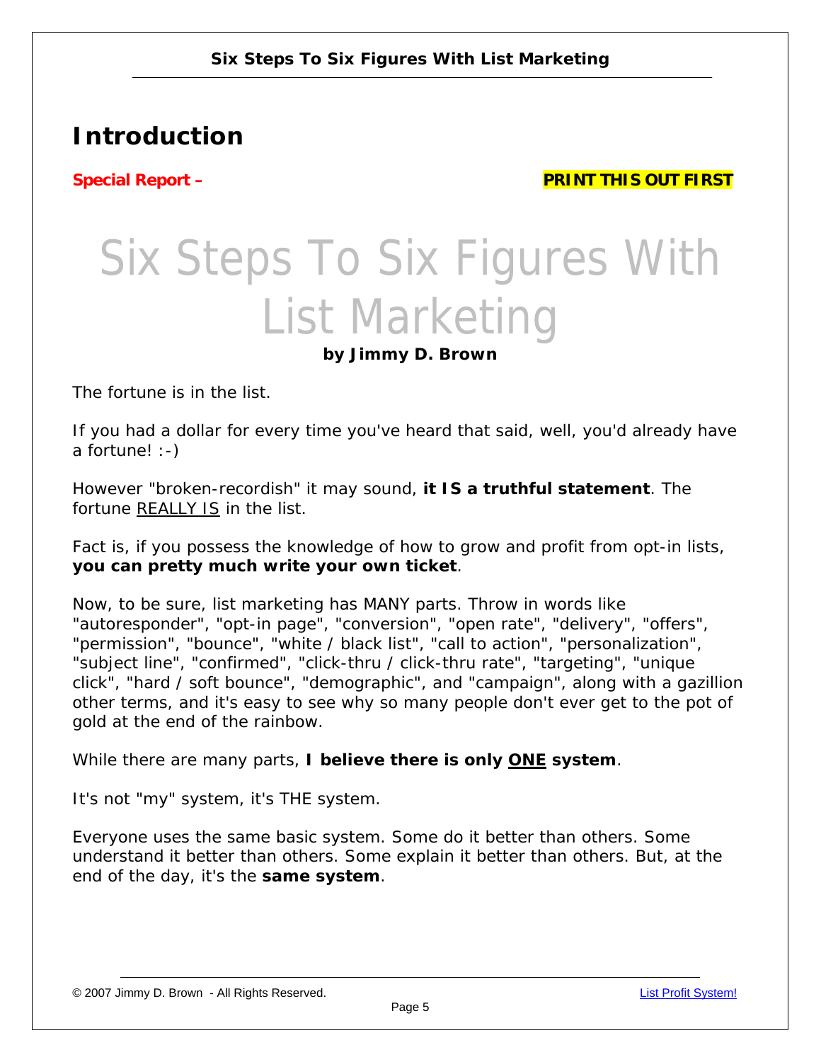## Introduction

**Special Report –** **PRINT THIS OUT FIRST**

# Six Steps To Six Figures With List Marketing

**by Jimmy D. Brown**

The fortune is in the list.

If you had a dollar for every time you've heard that said, well, you'd already have a fortune! :-)

However "broken-recordish" it may sound, **it IS a truthful statement**. The fortune REALLY IS in the list.

Fact is, if you possess the knowledge of how to grow and profit from opt-in lists, **you can pretty much write your own ticket**.

Now, to be sure, list marketing has MANY parts. Throw in words like "autoresponder", "opt-in page", "conversion", "open rate", "delivery", "offers", "permission", "bounce", "white / black list", "call to action", "personalization", "subject line", "confirmed", "click-thru / click-thru rate", "targeting", "unique click", "hard / soft bounce", "demographic", and "campaign", along with a gazillion other terms, and it's easy to see why so many people don't ever get to the pot of gold at the end of the rainbow.

While there are many parts, **I believe there is only ONE system**.

It's not "my" system, it's THE system.

Everyone uses the same basic system. Some do it better than others. Some understand it better than others. Some explain it better than others. But, at the end of the day, it's the **same system**.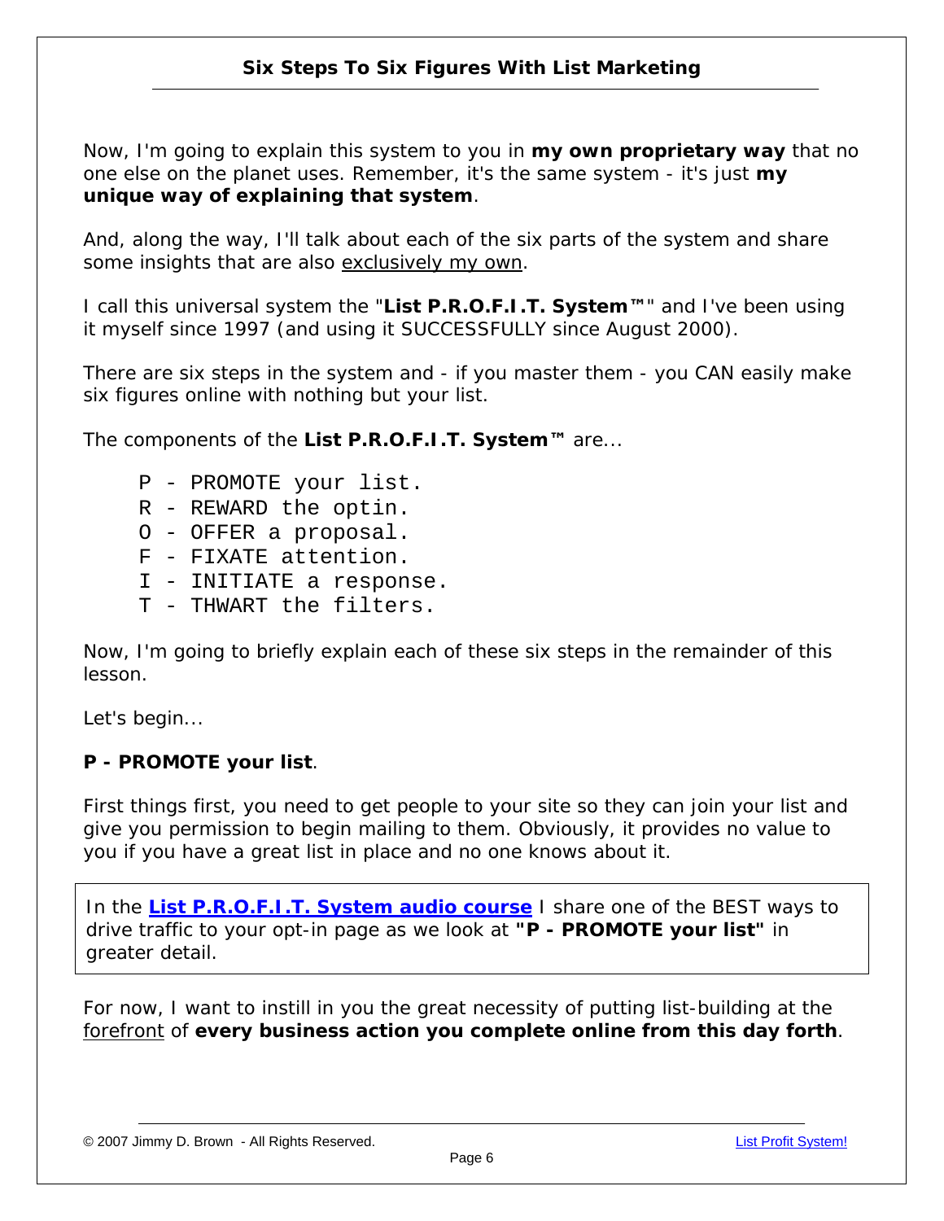Now, I'm going to explain this system to you in **my own proprietary way** that no one else on the planet uses. Remember, it's the same system - it's just **my unique way of explaining that system**.

And, along the way, I'll talk about each of the six parts of the system and share some insights that are also exclusively my own.

I call this universal system the "**List P.R.O.F.I.T. System™**" and I've been using it myself since 1997 (and using it SUCCESSFULLY since August 2000).

There are six steps in the system and - if you master them - you CAN easily make six figures online with nothing but your list.

The components of the **List P.R.O.F.I.T. System™** are...

```
P - PROMOTE your list.
R - REWARD the optin.
O - OFFER a proposal.
F - FIXATE attention.
I - INITIATE a response.
T - THWART the filters.
```

Now, I'm going to briefly explain each of these six steps in the remainder of this lesson.

Let's begin...

**P - PROMOTE your list**.

First things first, you need to get people to your site so they can join your list and give you permission to begin mailing to them. Obviously, it provides no value to you if you have a great list in place and no one knows about it.

> In the **List P.R.O.F.I.T. System audio course** I share one of the BEST ways to drive traffic to your opt-in page as we look at **"P - PROMOTE your list"** in greater detail.

For now, I want to instill in you the great necessity of putting list-building at the forefront of **every business action you complete online from this day forth**.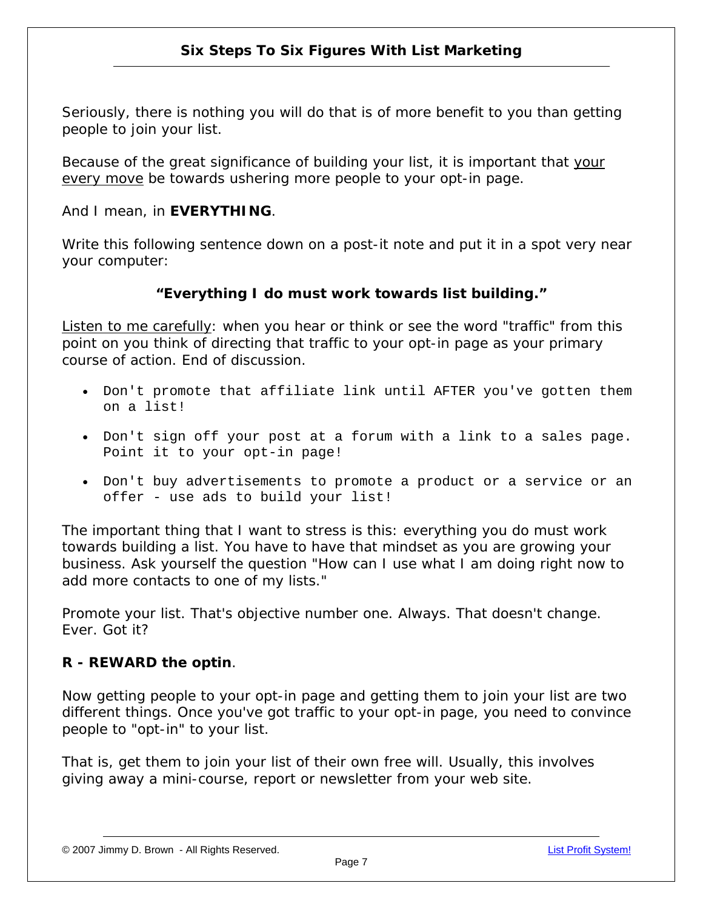Seriously, there is nothing you will do that is of more benefit to you than getting people to join your list.

Because of the great significance of building your list, it is important that <u>your every move</u> be towards ushering more people to your opt-in page.

And I mean, in **EVERYTHING**.

Write this following sentence down on a post-it note and put it in a spot very near your computer:

**"Everything I do must work towards list building."**

<u>Listen to me carefully</u>: when you hear or think or see the word "traffic" from this point on you think of directing that traffic to your opt-in page as your primary course of action. End of discussion.

- Don't promote that affiliate link until AFTER you've gotten them on a list!
- Don't sign off your post at a forum with a link to a sales page. Point it to your opt-in page!
- Don't buy advertisements to promote a product or a service or an offer - use ads to build your list!

The important thing that I want to stress is this: everything you do must work towards building a list. You have to have that mindset as you are growing your business. Ask yourself the question "How can I use what I am doing right now to add more contacts to one of my lists."

Promote your list. That's objective number one. Always. That doesn't change. Ever. Got it?

**R - REWARD the optin**.

Now getting people to your opt-in page and getting them to join your list are two different things. Once you've got traffic to your opt-in page, you need to convince people to "opt-in" to your list.

That is, get them to join your list of their own free will. Usually, this involves giving away a mini-course, report or newsletter from your web site.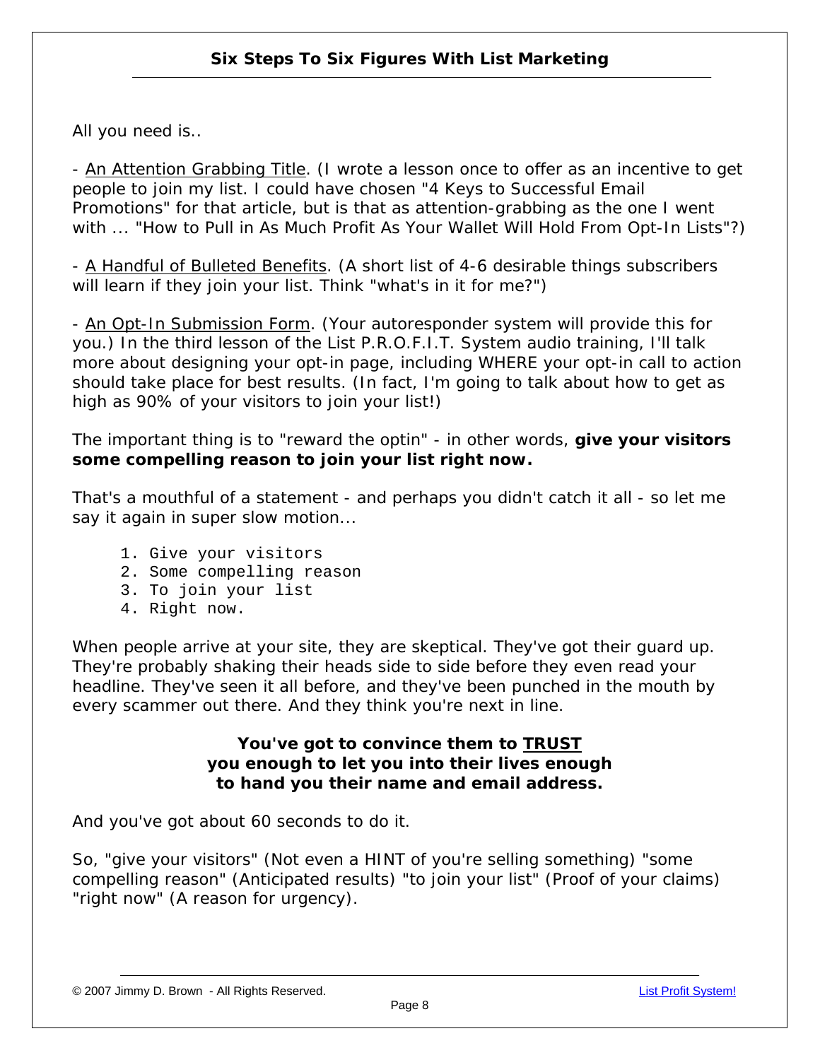All you need is..

- <u>An Attention Grabbing Title</u>. (I wrote a lesson once to offer as an incentive to get people to join my list. I could have chosen "4 Keys to Successful Email Promotions" for that article, but is that as attention-grabbing as the one I went with ... "How to Pull in As Much Profit As Your Wallet Will Hold From Opt-In Lists"?)

- <u>A Handful of Bulleted Benefits</u>. (A short list of 4-6 desirable things subscribers will learn if they join your list. Think "what's in it for me?")

- <u>An Opt-In Submission Form</u>. (Your autoresponder system will provide this for you.) In the third lesson of the List P.R.O.F.I.T. System audio training, I'll talk more about designing your opt-in page, including WHERE your opt-in call to action should take place for best results. (In fact, I'm going to talk about how to get as high as 90% of your visitors to join your list!)

The important thing is to "reward the optin" - in other words, **give your visitors some compelling reason to join your list right now.**

That's a mouthful of a statement - and perhaps you didn't catch it all - so let me say it again in super slow motion...

```
1. Give your visitors
2. Some compelling reason
3. To join your list
4. Right now.
```

When people arrive at your site, they are skeptical. They've got their guard up. They're probably shaking their heads side to side before they even read your headline. They've seen it all before, and they've been punched in the mouth by every scammer out there. And they think you're next in line.

**You've got to convince them to <u>TRUST</u> you enough to let you into their lives enough to hand you their name and email address.**

And you've got about 60 seconds to do it.

So, "give your visitors" (Not even a HINT of you're selling something) "some compelling reason" (Anticipated results) "to join your list" (Proof of your claims) "right now" (A reason for urgency).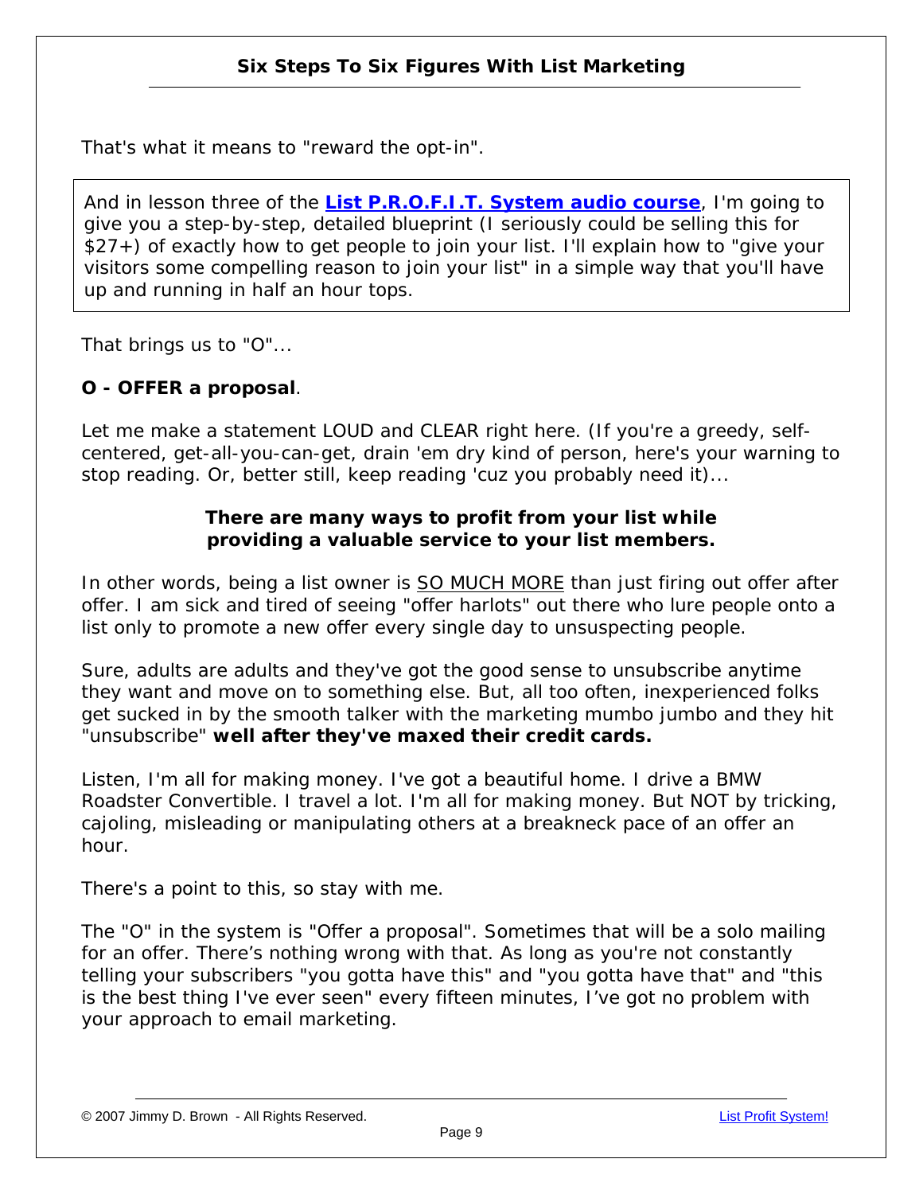That's what it means to "reward the opt-in".

And in lesson three of the **List P.R.O.F.I.T. System audio course**, I'm going to give you a step-by-step, detailed blueprint (I seriously could be selling this for $27+) of exactly how to get people to join your list. I'll explain how to "give your visitors some compelling reason to join your list" in a simple way that you'll have up and running in half an hour tops.

That brings us to "O"...

**O - OFFER a proposal**.

Let me make a statement LOUD and CLEAR right here. (If you're a greedy, self-centered, get-all-you-can-get, drain 'em dry kind of person, here's your warning to stop reading. Or, better still, keep reading 'cuz you probably need it)...

**There are many ways to profit from your list while providing a valuable service to your list members.**

In other words, being a list owner is SO MUCH MORE than just firing out offer after offer. I am sick and tired of seeing "offer harlots" out there who lure people onto a list only to promote a new offer every single day to unsuspecting people.

Sure, adults are adults and they've got the good sense to unsubscribe anytime they want and move on to something else. But, all too often, inexperienced folks get sucked in by the smooth talker with the marketing mumbo jumbo and they hit "unsubscribe" **well after they've maxed their credit cards.**

Listen, I'm all for making money. I've got a beautiful home. I drive a BMW Roadster Convertible. I travel a lot. I'm all for making money. But NOT by tricking, cajoling, misleading or manipulating others at a breakneck pace of an offer an hour.

There's a point to this, so stay with me.

The "O" in the system is "Offer a proposal". Sometimes that will be a solo mailing for an offer. There's nothing wrong with that. As long as you're not constantly telling your subscribers "you gotta have this" and "you gotta have that" and "this is the best thing I've ever seen" every fifteen minutes, I've got no problem with your approach to email marketing.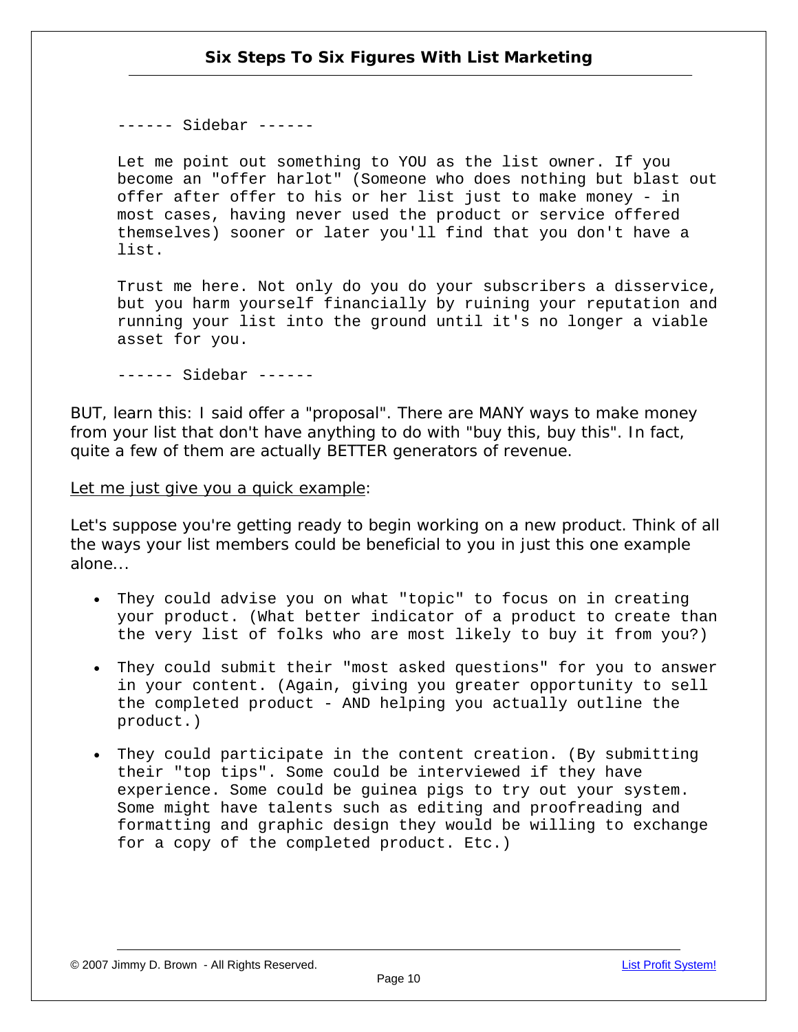------ Sidebar ------

Let me point out something to YOU as the list owner. If you become an "offer harlot" (Someone who does nothing but blast out offer after offer to his or her list just to make money - in most cases, having never used the product or service offered themselves) sooner or later you'll find that you don't have a list.

Trust me here. Not only do you do your subscribers a disservice, but you harm yourself financially by ruining your reputation and running your list into the ground until it's no longer a viable asset for you.

------ Sidebar ------

BUT, learn this: I said offer a "proposal". There are MANY ways to make money from your list that don't have anything to do with "buy this, buy this". In fact, quite a few of them are actually BETTER generators of revenue.

Let me just give you a quick example:

Let's suppose you're getting ready to begin working on a new product. Think of all the ways your list members could be beneficial to you in just this one example alone...

- They could advise you on what "topic" to focus on in creating your product. (What better indicator of a product to create than the very list of folks who are most likely to buy it from you?)
- They could submit their "most asked questions" for you to answer in your content. (Again, giving you greater opportunity to sell the completed product - AND helping you actually outline the product.)
- They could participate in the content creation. (By submitting their "top tips". Some could be interviewed if they have experience. Some could be guinea pigs to try out your system. Some might have talents such as editing and proofreading and formatting and graphic design they would be willing to exchange for a copy of the completed product. Etc.)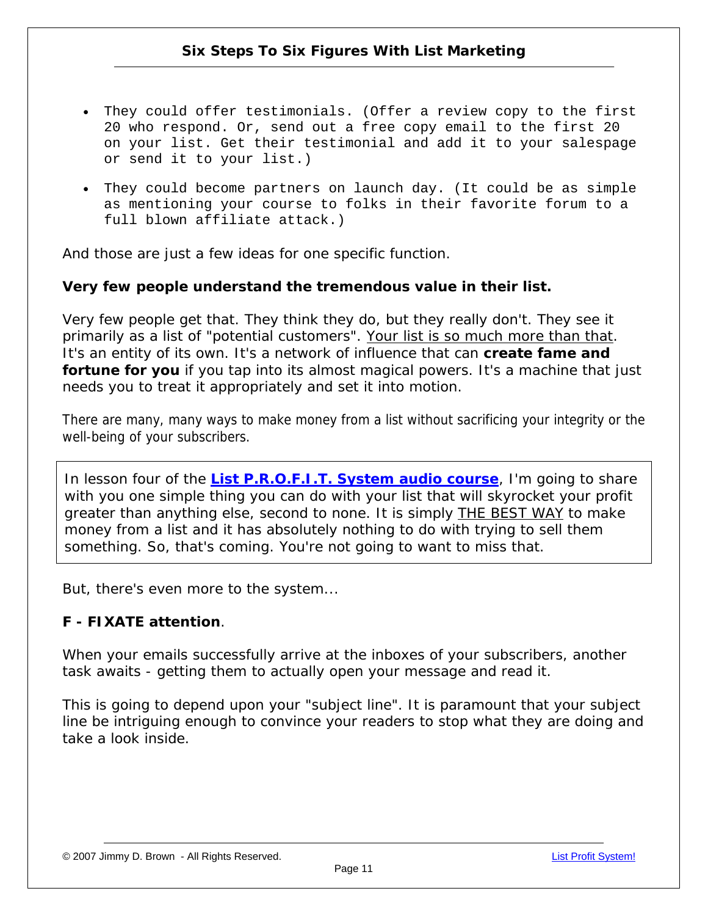- They could offer testimonials. (Offer a review copy to the first 20 who respond. Or, send out a free copy email to the first 20 on your list. Get their testimonial and add it to your salespage or send it to your list.)
- They could become partners on launch day. (It could be as simple as mentioning your course to folks in their favorite forum to a full blown affiliate attack.)

And those are just a few ideas for one specific function.

**Very few people understand the tremendous value in their list.**

Very few people get that. They think they do, but they really don't. They see it primarily as a list of "potential customers". Your list is so much more than that. It's an entity of its own. It's a network of influence that can **create fame and fortune for you** if you tap into its almost magical powers. It's a machine that just needs you to treat it appropriately and set it into motion.

There are many, many ways to make money from a list without sacrificing your integrity or the well-being of your subscribers.

> In lesson four of the **List P.R.O.F.I.T. System audio course**, I'm going to share with you one simple thing you can do with your list that will skyrocket your profit greater than anything else, second to none. It is simply THE BEST WAY to make money from a list and it has absolutely nothing to do with trying to sell them something. So, that's coming. You're not going to want to miss that.

But, there's even more to the system...

**F - FIXATE attention**.

When your emails successfully arrive at the inboxes of your subscribers, another task awaits - getting them to actually open your message and read it.

This is going to depend upon your "subject line". It is paramount that your subject line be intriguing enough to convince your readers to stop what they are doing and take a look inside.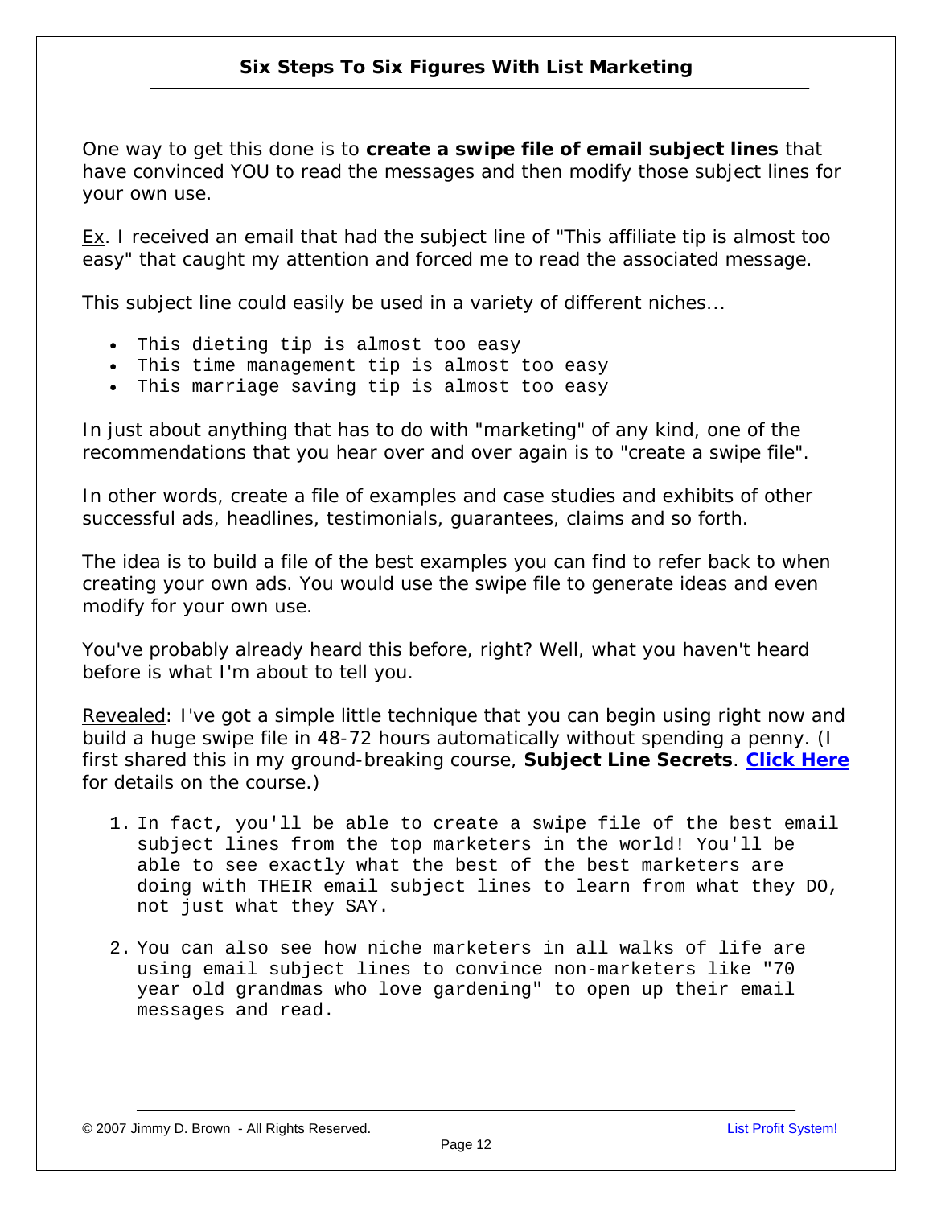One way to get this done is to **create a swipe file of email subject lines** that have convinced YOU to read the messages and then modify those subject lines for your own use.

<u>Ex</u>. I received an email that had the subject line of "This affiliate tip is almost too easy" that caught my attention and forced me to read the associated message.

This subject line could easily be used in a variety of different niches...

- This dieting tip is almost too easy
- This time management tip is almost too easy
- This marriage saving tip is almost too easy

In just about anything that has to do with "marketing" of any kind, one of the recommendations that you hear over and over again is to "create a swipe file".

In other words, create a file of examples and case studies and exhibits of other successful ads, headlines, testimonials, guarantees, claims and so forth.

The idea is to build a file of the best examples you can find to refer back to when creating your own ads. You would use the swipe file to generate ideas and even modify for your own use.

You've probably already heard this before, right? Well, what you haven't heard before is what I'm about to tell you.

<u>Revealed</u>: I've got a simple little technique that you can begin using right now and build a huge swipe file in 48-72 hours automatically without spending a penny. (I first shared this in my ground-breaking course, **Subject Line Secrets**. **Click Here** for details on the course.)

1. In fact, you'll be able to create a swipe file of the best email subject lines from the top marketers in the world! You'll be able to see exactly what the best of the best marketers are doing with THEIR email subject lines to learn from what they DO, not just what they SAY.

2. You can also see how niche marketers in all walks of life are using email subject lines to convince non-marketers like "70 year old grandmas who love gardening" to open up their email messages and read.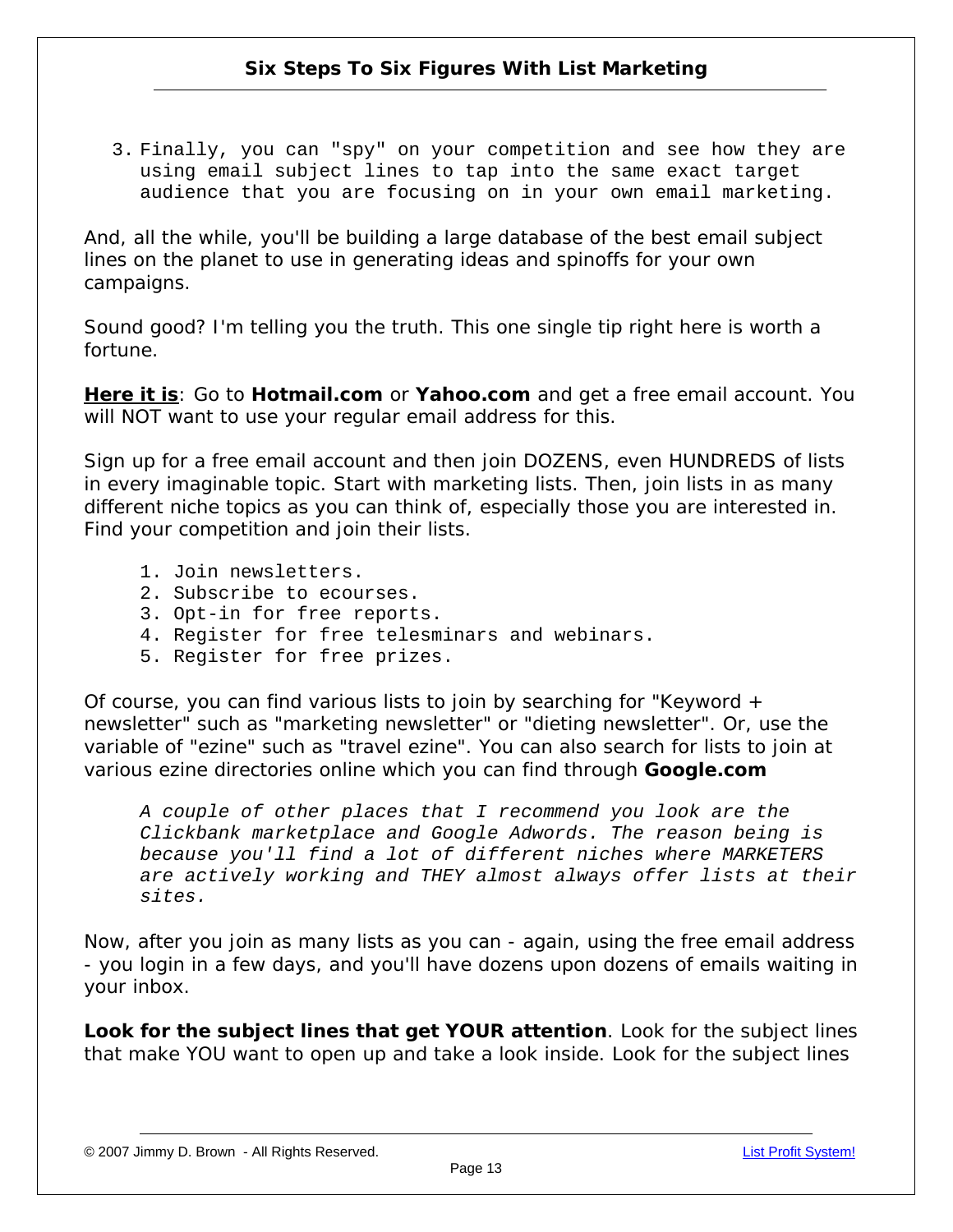3. Finally, you can "spy" on your competition and see how they are using email subject lines to tap into the same exact target audience that you are focusing on in your own email marketing.

And, all the while, you'll be building a large database of the best email subject lines on the planet to use in generating ideas and spinoffs for your own campaigns.

Sound good? I'm telling you the truth. This one single tip right here is worth a fortune.

**Here it is**: Go to **Hotmail.com** or **Yahoo.com** and get a free email account. You will NOT want to use your regular email address for this.

Sign up for a free email account and then join DOZENS, even HUNDREDS of lists in every imaginable topic. Start with marketing lists. Then, join lists in as many different niche topics as you can think of, especially those you are interested in. Find your competition and join their lists.

1. Join newsletters.
2. Subscribe to ecourses.
3. Opt-in for free reports.
4. Register for free telesminars and webinars.
5. Register for free prizes.

Of course, you can find various lists to join by searching for "Keyword + newsletter" such as "marketing newsletter" or "dieting newsletter". Or, use the variable of "ezine" such as "travel ezine". You can also search for lists to join at various ezine directories online which you can find through **Google.com**

*A couple of other places that I recommend you look are the Clickbank marketplace and Google Adwords. The reason being is because you'll find a lot of different niches where MARKETERS are actively working and THEY almost always offer lists at their sites.*

Now, after you join as many lists as you can - again, using the free email address - you login in a few days, and you'll have dozens upon dozens of emails waiting in your inbox.

**Look for the subject lines that get YOUR attention**. Look for the subject lines that make YOU want to open up and take a look inside. Look for the subject lines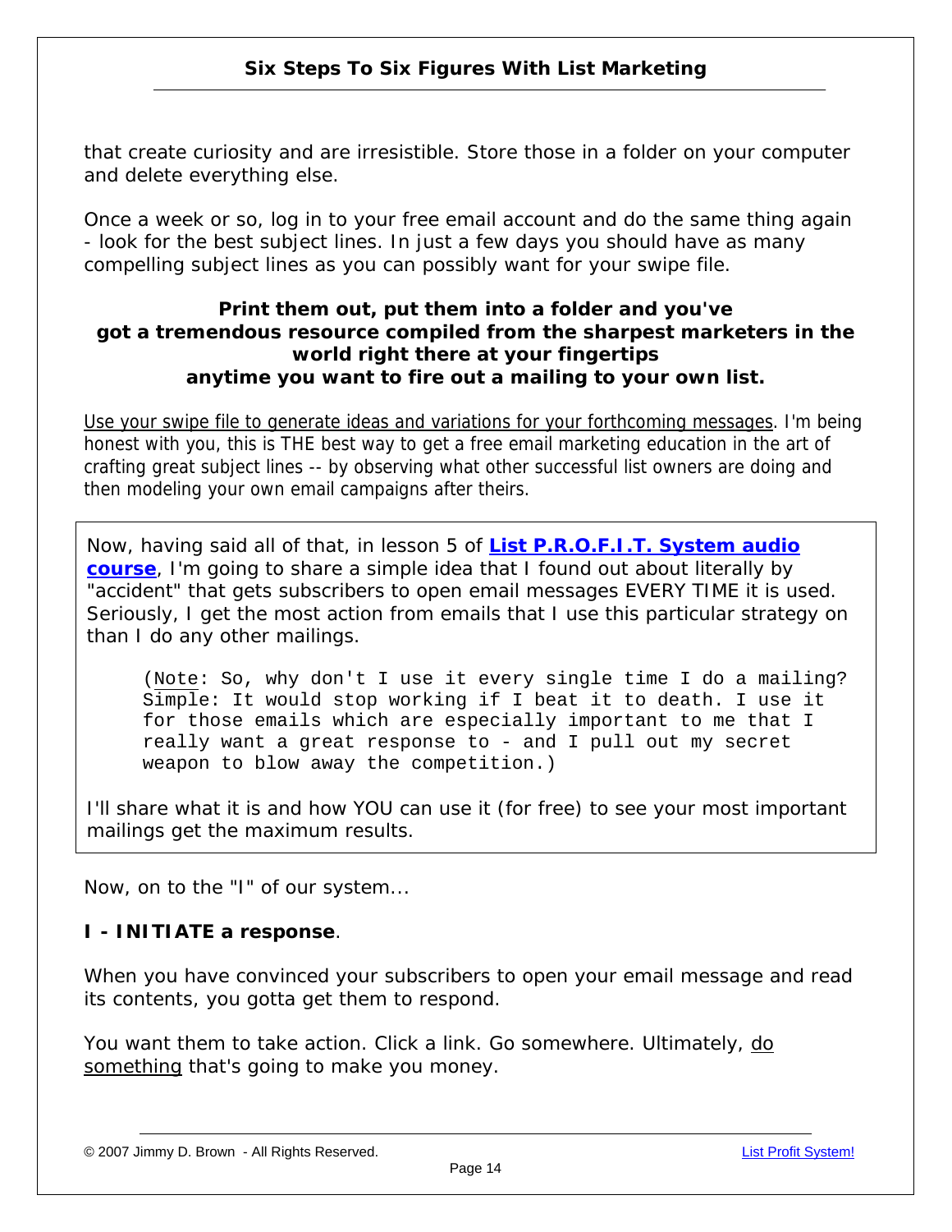that create curiosity and are irresistible. Store those in a folder on your computer and delete everything else.

Once a week or so, log in to your free email account and do the same thing again - look for the best subject lines. In just a few days you should have as many compelling subject lines as you can possibly want for your swipe file.

**Print them out, put them into a folder and you've got a tremendous resource compiled from the sharpest marketers in the world right there at your fingertips anytime you want to fire out a mailing to your own list.**

Use your swipe file to generate ideas and variations for your forthcoming messages. I'm being honest with you, this is THE best way to get a free email marketing education in the art of crafting great subject lines -- by observing what other successful list owners are doing and then modeling your own email campaigns after theirs.

Now, having said all of that, in lesson 5 of **List P.R.O.F.I.T. System audio course**, I'm going to share a simple idea that I found out about literally by "accident" that gets subscribers to open email messages EVERY TIME it is used. Seriously, I get the most action from emails that I use this particular strategy on than I do any other mailings.

> (Note: So, why don't I use it every single time I do a mailing? Simple: It would stop working if I beat it to death. I use it for those emails which are especially important to me that I really want a great response to - and I pull out my secret weapon to blow away the competition.)

I'll share what it is and how YOU can use it (for free) to see your most important mailings get the maximum results.

Now, on to the "I" of our system...

**I - INITIATE a response**.

When you have convinced your subscribers to open your email message and read its contents, you gotta get them to respond.

You want them to take action. Click a link. Go somewhere. Ultimately, do something that's going to make you money.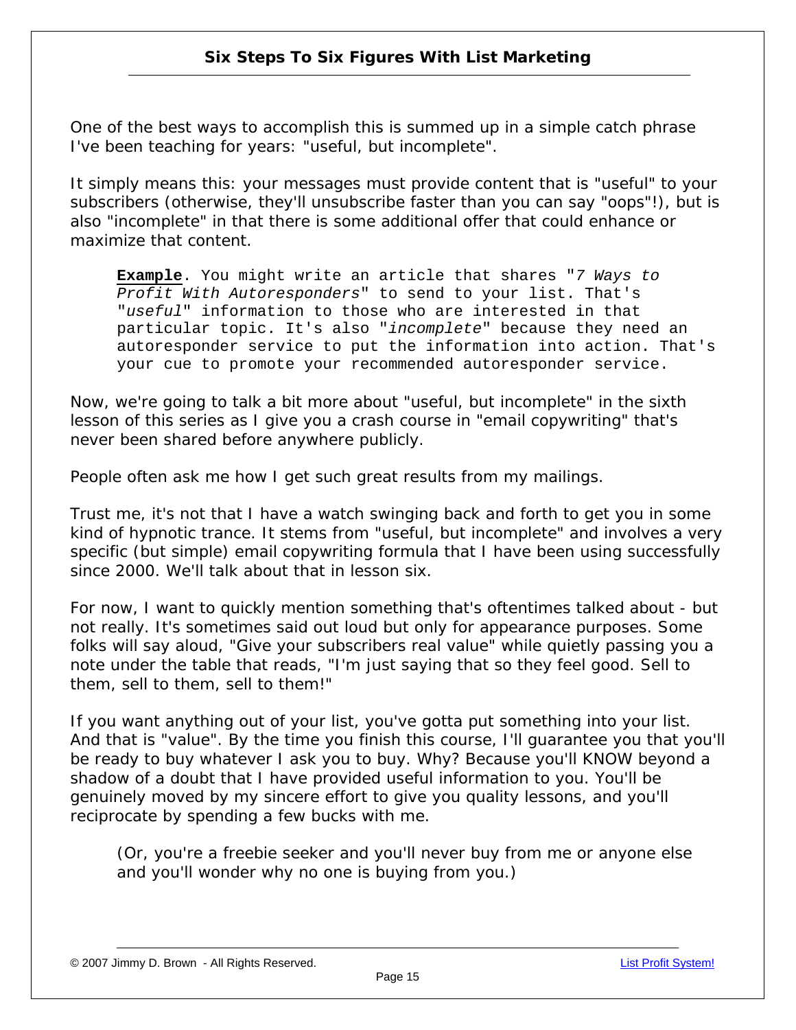One of the best ways to accomplish this is summed up in a simple catch phrase I've been teaching for years: "useful, but incomplete".

It simply means this: your messages must provide content that is "useful" to your subscribers (otherwise, they'll unsubscribe faster than you can say "oops"!), but is also "incomplete" in that there is some additional offer that could enhance or maximize that content.

> **Example**. You might write an article that shares "*7 Ways to Profit With Autoresponders*" to send to your list. That's "*useful*" information to those who are interested in that particular topic. It's also "*incomplete*" because they need an autoresponder service to put the information into action. That's your cue to promote your recommended autoresponder service.

Now, we're going to talk a bit more about "useful, but incomplete" in the sixth lesson of this series as I give you a crash course in "email copywriting" that's never been shared before anywhere publicly.

People often ask me how I get such great results from my mailings.

Trust me, it's not that I have a watch swinging back and forth to get you in some kind of hypnotic trance. It stems from "useful, but incomplete" and involves a very specific (but simple) email copywriting formula that I have been using successfully since 2000. We'll talk about that in lesson six.

For now, I want to quickly mention something that's oftentimes talked about - but not really. It's sometimes said out loud but only for appearance purposes. Some folks will say aloud, "Give your subscribers real value" while quietly passing you a note under the table that reads, "I'm just saying that so they feel good. Sell to them, sell to them, sell to them!"

If you want anything out of your list, you've gotta put something into your list. And that is "value". By the time you finish this course, I'll guarantee you that you'll be ready to buy whatever I ask you to buy. Why? Because you'll KNOW beyond a shadow of a doubt that I have provided useful information to you. You'll be genuinely moved by my sincere effort to give you quality lessons, and you'll reciprocate by spending a few bucks with me.

> (Or, you're a freebie seeker and you'll never buy from me or anyone else and you'll wonder why no one is buying from you.)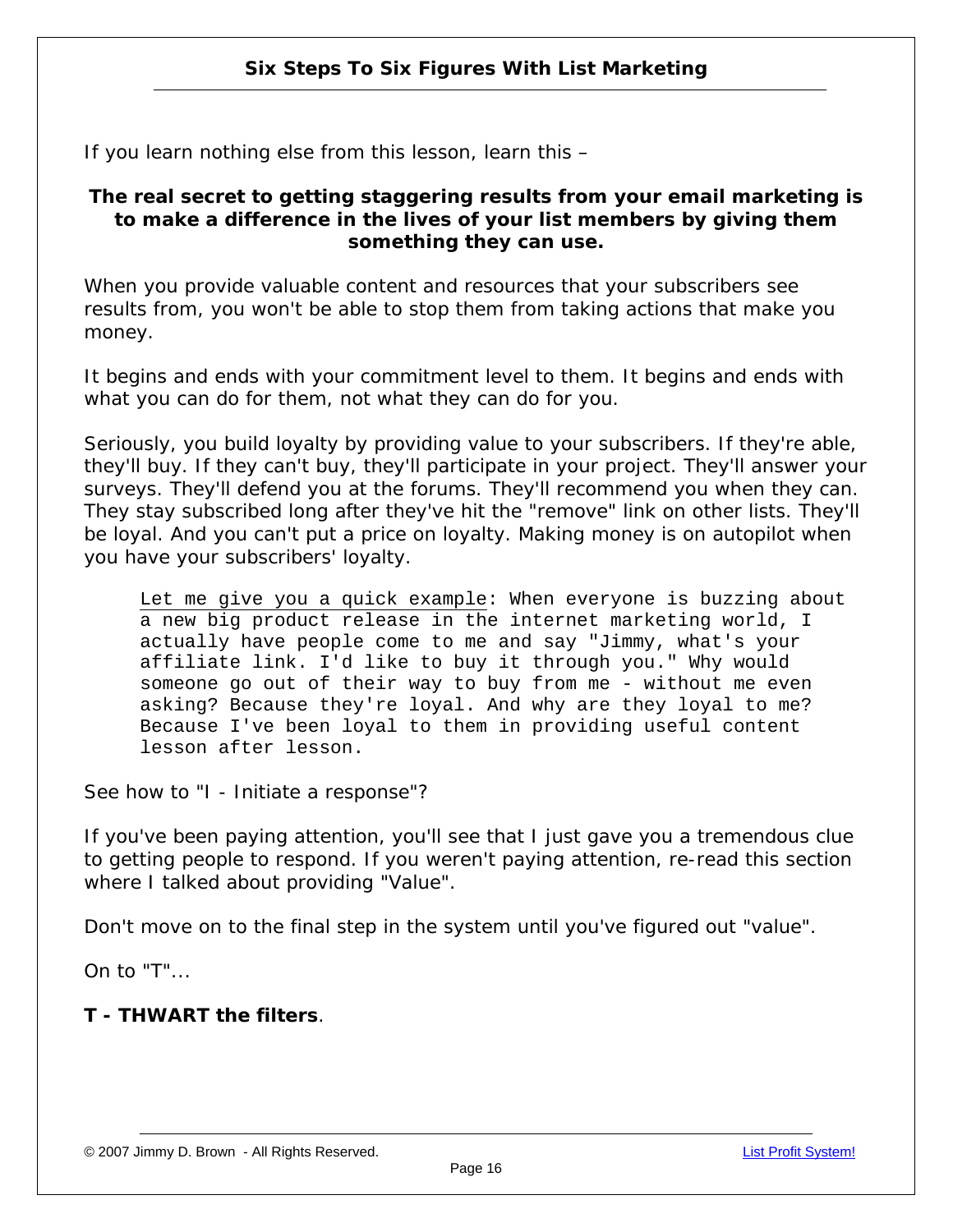If you learn nothing else from this lesson, learn this –

**The real secret to getting staggering results from your email marketing is to make a difference in the lives of your list members by giving them something they can use.**

When you provide valuable content and resources that your subscribers see results from, you won't be able to stop them from taking actions that make you money.

It begins and ends with your commitment level to them. It begins and ends with what you can do for them, not what they can do for you.

Seriously, you build loyalty by providing value to your subscribers. If they're able, they'll buy. If they can't buy, they'll participate in your project. They'll answer your surveys. They'll defend you at the forums. They'll recommend you when they can. They stay subscribed long after they've hit the "remove" link on other lists. They'll be loyal. And you can't put a price on loyalty. Making money is on autopilot when you have your subscribers' loyalty.

> <u>Let me give you a quick example</u>: When everyone is buzzing about a new big product release in the internet marketing world, I actually have people come to me and say "Jimmy, what's your affiliate link. I'd like to buy it through you." Why would someone go out of their way to buy from me - without me even asking? Because they're loyal. And why are they loyal to me? Because I've been loyal to them in providing useful content lesson after lesson.

See how to "I - Initiate a response"?

If you've been paying attention, you'll see that I just gave you a tremendous clue to getting people to respond. If you weren't paying attention, re-read this section where I talked about providing "Value".

Don't move on to the final step in the system until you've figured out "value".

On to "T"...

**T - THWART the filters**.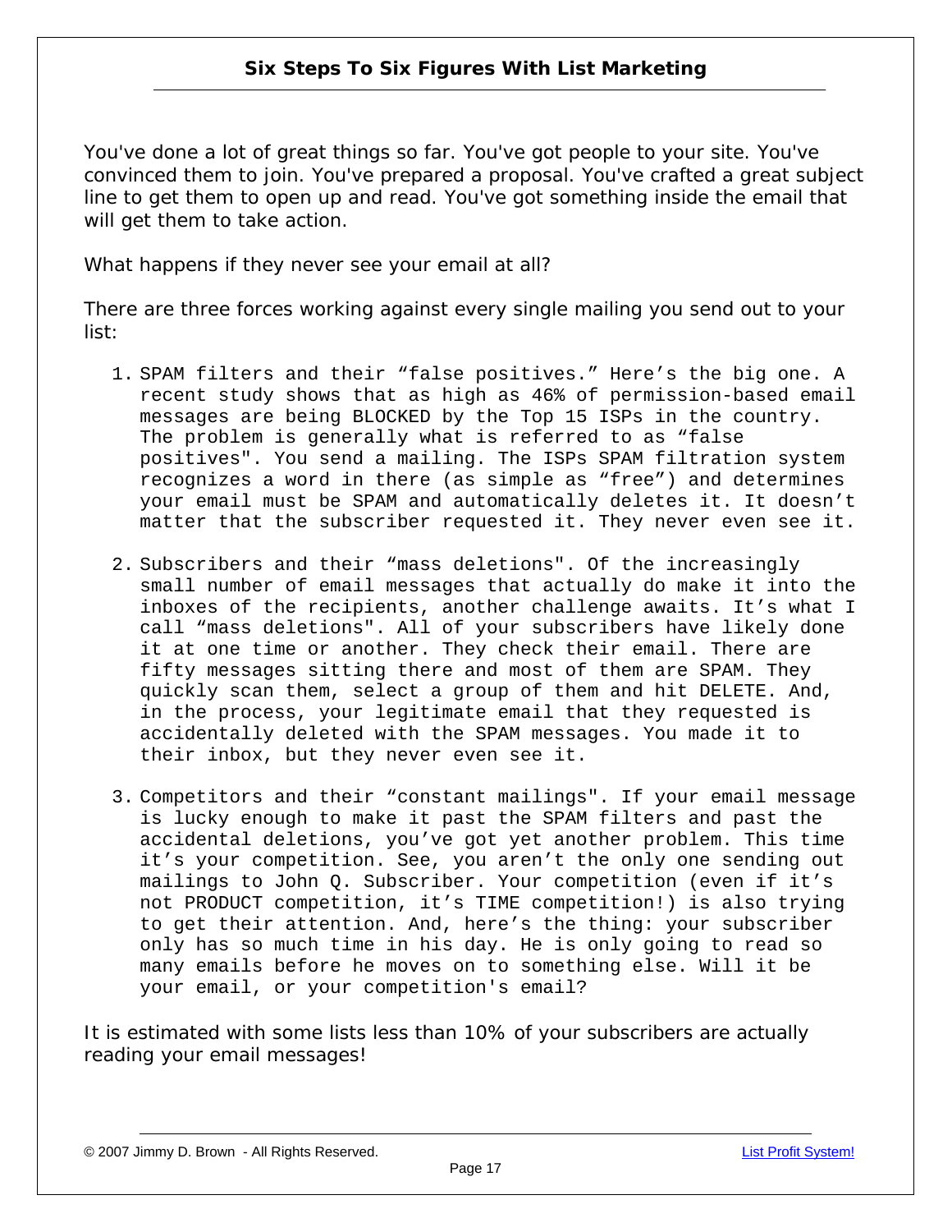You've done a lot of great things so far. You've got people to your site. You've convinced them to join. You've prepared a proposal. You've crafted a great subject line to get them to open up and read. You've got something inside the email that will get them to take action.

What happens if they never see your email at all?

There are three forces working against every single mailing you send out to your list:

1. SPAM filters and their "false positives." Here's the big one. A recent study shows that as high as 46% of permission-based email messages are being BLOCKED by the Top 15 ISPs in the country. The problem is generally what is referred to as "false positives". You send a mailing. The ISPs SPAM filtration system recognizes a word in there (as simple as "free") and determines your email must be SPAM and automatically deletes it. It doesn't matter that the subscriber requested it. They never even see it.

2. Subscribers and their "mass deletions". Of the increasingly small number of email messages that actually do make it into the inboxes of the recipients, another challenge awaits. It's what I call "mass deletions". All of your subscribers have likely done it at one time or another. They check their email. There are fifty messages sitting there and most of them are SPAM. They quickly scan them, select a group of them and hit DELETE. And, in the process, your legitimate email that they requested is accidentally deleted with the SPAM messages. You made it to their inbox, but they never even see it.

3. Competitors and their "constant mailings". If your email message is lucky enough to make it past the SPAM filters and past the accidental deletions, you've got yet another problem. This time it's your competition. See, you aren't the only one sending out mailings to John Q. Subscriber. Your competition (even if it's not PRODUCT competition, it's TIME competition!) is also trying to get their attention. And, here's the thing: your subscriber only has so much time in his day. He is only going to read so many emails before he moves on to something else. Will it be your email, or your competition's email?

It is estimated with some lists less than 10% of your subscribers are actually reading your email messages!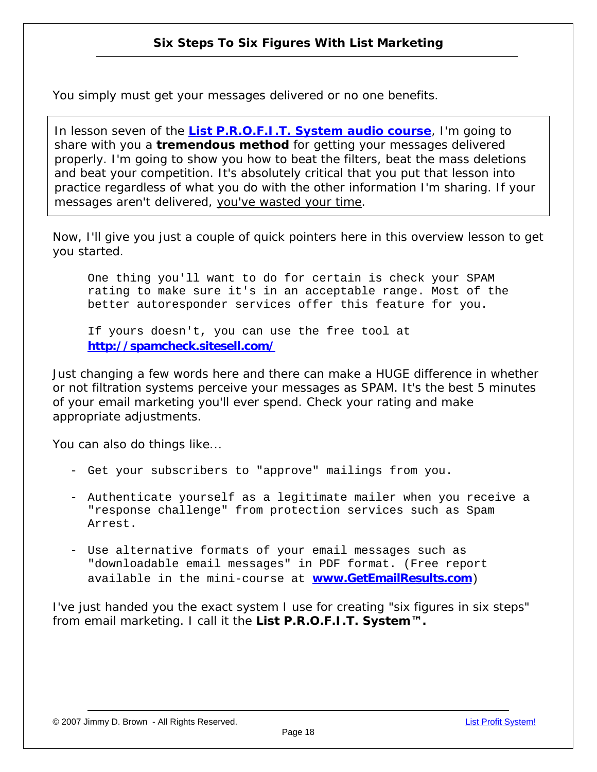You simply must get your messages delivered or no one benefits.

> In lesson seven of the **[List P.R.O.F.I.T. System audio course](#)**, I'm going to share with you a **tremendous method** for getting your messages delivered properly. I'm going to show you how to beat the filters, beat the mass deletions and beat your competition. It's absolutely critical that you put that lesson into practice regardless of what you do with the other information I'm sharing. If your messages aren't delivered, you've wasted your time.

Now, I'll give you just a couple of quick pointers here in this overview lesson to get you started.

> One thing you'll want to do for certain is check your SPAM rating to make sure it's in an acceptable range. Most of the better autoresponder services offer this feature for you.
>
> If yours doesn't, you can use the free tool at **http://spamcheck.sitesell.com/**

Just changing a few words here and there can make a HUGE difference in whether or not filtration systems perceive your messages as SPAM. It's the best 5 minutes of your email marketing you'll ever spend. Check your rating and make appropriate adjustments.

You can also do things like...

- Get your subscribers to "approve" mailings from you.
- Authenticate yourself as a legitimate mailer when you receive a "response challenge" from protection services such as Spam Arrest.
- Use alternative formats of your email messages such as "downloadable email messages" in PDF format. (Free report available in the mini-course at **www.GetEmailResults.com**)

I've just handed you the exact system I use for creating "six figures in six steps" from email marketing. I call it the **List P.R.O.F.I.T. System™.**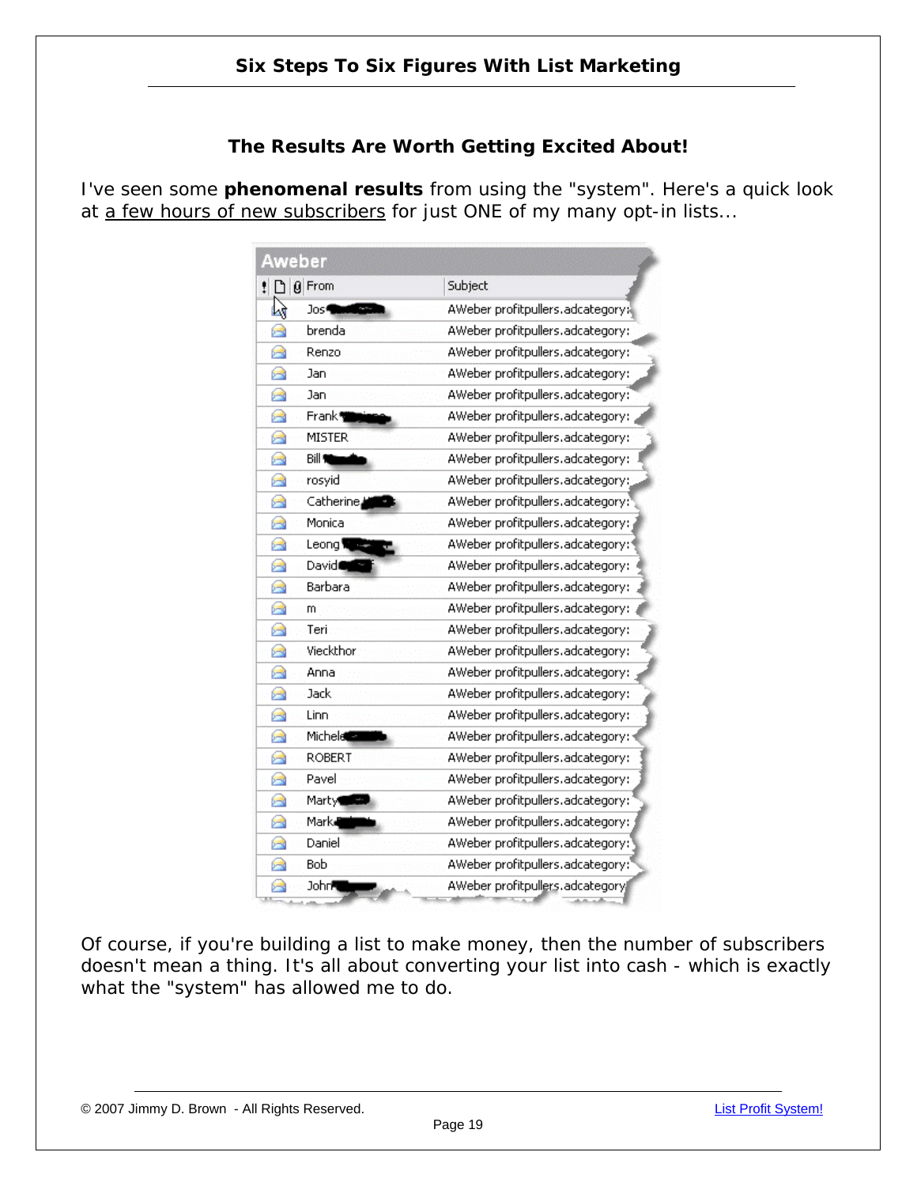## The Results Are Worth Getting Excited About!

I've seen some **phenomenal results** from using the "system". Here's a quick look at a few hours of new subscribers for just ONE of my many opt-in lists...

**Aweber**

| From | Subject |
| --- | --- |
| Jos | AWeber profitpullers.adcategory: |
| brenda | AWeber profitpullers.adcategory: |
| Renzo | AWeber profitpullers.adcategory: |
| Jan | AWeber profitpullers.adcategory: |
| Jan | AWeber profitpullers.adcategory: |
| Frank | AWeber profitpullers.adcategory: |
| MISTER | AWeber profitpullers.adcategory: |
| Bill | AWeber profitpullers.adcategory: |
| rosyid | AWeber profitpullers.adcategory: |
| Catherine | AWeber profitpullers.adcategory: |
| Monica | AWeber profitpullers.adcategory: |
| Leong | AWeber profitpullers.adcategory: |
| David | AWeber profitpullers.adcategory: |
| Barbara | AWeber profitpullers.adcategory: |
| m | AWeber profitpullers.adcategory: |
| Teri | AWeber profitpullers.adcategory: |
| Vieckthor | AWeber profitpullers.adcategory: |
| Anna | AWeber profitpullers.adcategory: |
| Jack | AWeber profitpullers.adcategory: |
| Linn | AWeber profitpullers.adcategory: |
| Michele | AWeber profitpullers.adcategory: |
| ROBERT | AWeber profitpullers.adcategory: |
| Pavel | AWeber profitpullers.adcategory: |
| Marty | AWeber profitpullers.adcategory: |
| Mark | AWeber profitpullers.adcategory: |
| Daniel | AWeber profitpullers.adcategory: |
| Bob | AWeber profitpullers.adcategory: |
| John | AWeber profitpullers.adcategory: |

Of course, if you're building a list to make money, then the number of subscribers doesn't mean a thing. It's all about converting your list into cash - which is exactly what the "system" has allowed me to do.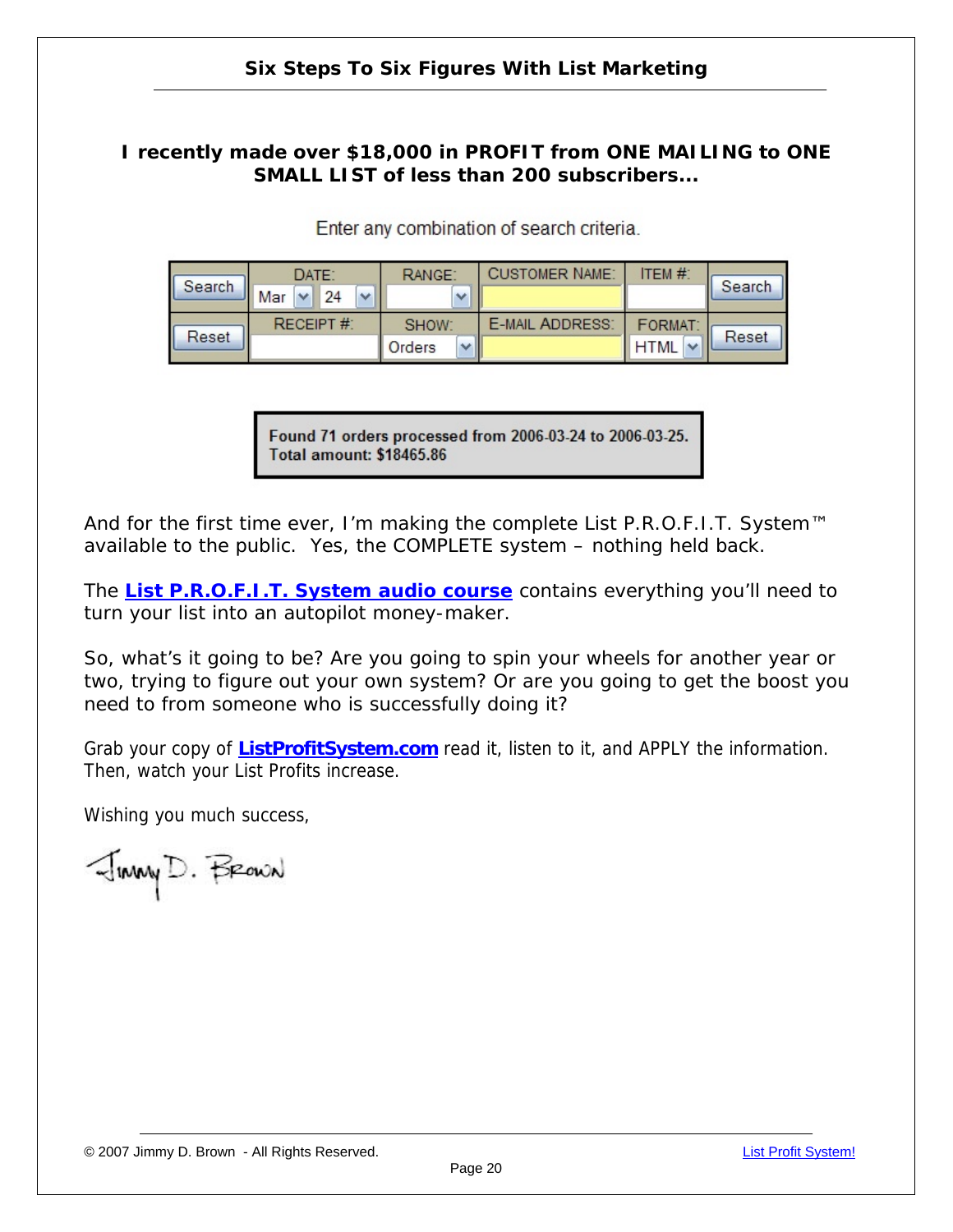**I recently made over $18,000 in PROFIT from ONE MAILING to ONE SMALL LIST of less than 200 subscribers...**

Enter any combination of search criteria.

| | | | | | |
|---|---|---|---|---|---|
| Search | DATE: Mar 24 | RANGE: | CUSTOMER NAME: | ITEM #: | Search |
| Reset | RECEIPT #: | SHOW: Orders | E-MAIL ADDRESS: | FORMAT: HTML | Reset |

Found 71 orders processed from 2006-03-24 to 2006-03-25.
Total amount: $18465.86

And for the first time ever, I'm making the complete List P.R.O.F.I.T. System™ available to the public. Yes, the COMPLETE system – nothing held back.

The **List P.R.O.F.I.T. System audio course** contains everything you'll need to turn your list into an autopilot money-maker.

So, what's it going to be? Are you going to spin your wheels for another year or two, trying to figure out your own system? Or are you going to get the boost you need to from someone who is successfully doing it?

Grab your copy of **ListProfitSystem.com** read it, listen to it, and APPLY the information. Then, watch your List Profits increase.

Wishing you much success,

Jimmy D. Brown

© 2007 Jimmy D. Brown - All Rights Reserved.

List Profit System!